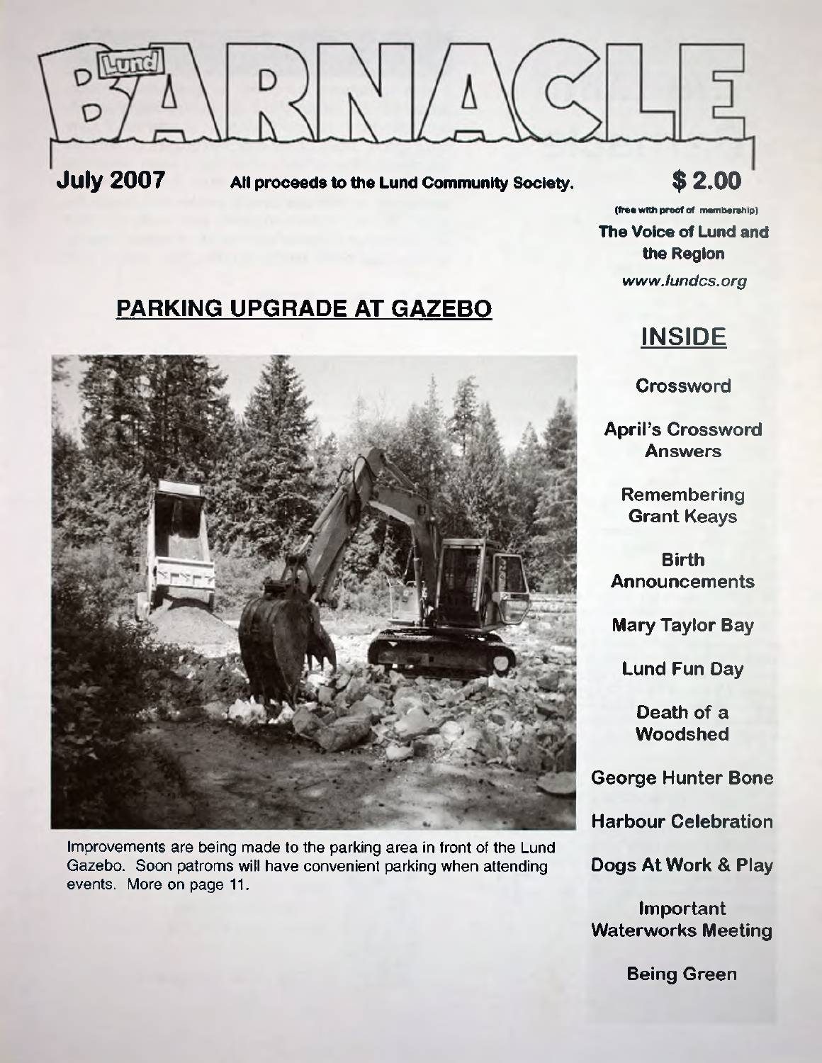# Lund BARNACLE

**July 2007** — **All proceeds to the Lund Community Society.** — **$ 2.00**

(free with proof of membership)

**The Voice of Lund and the Region**

*www.lundcs.org*

## PARKING UPGRADE AT GAZEBO

Improvements are being made to the parking area in front of the Lund Gazebo. Soon patroms will have convenient parking when attending events. More on page 11.

## INSIDE

- Crossword
- April's Crossword Answers
- Remembering Grant Keays
- Birth Announcements
- Mary Taylor Bay
- Lund Fun Day
- Death of a Woodshed
- George Hunter Bone
- Harbour Celebration
- Dogs At Work & Play
- Important Waterworks Meeting
- Being Green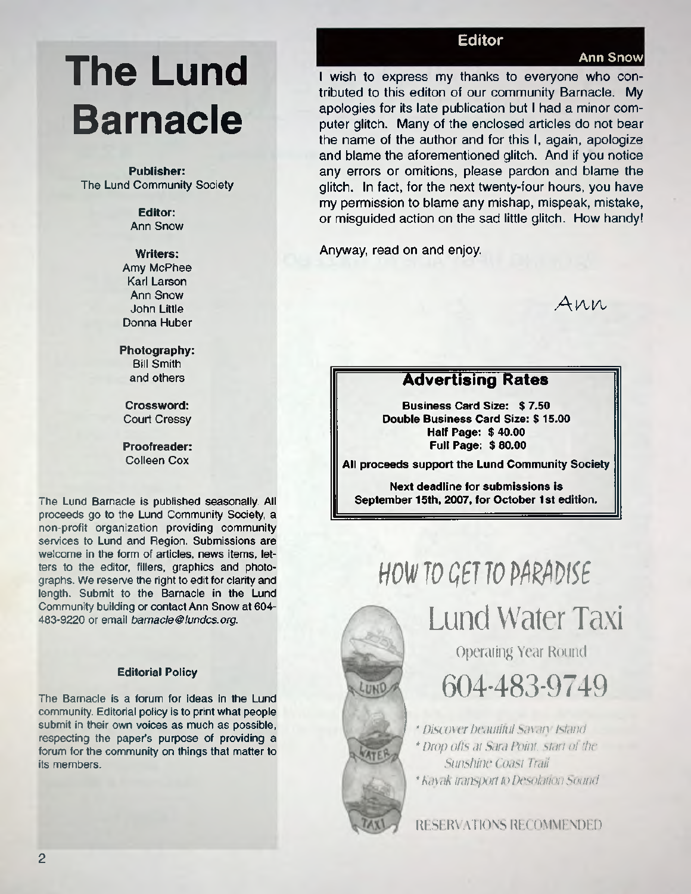# The Lund Barnacle

**Publisher:**
The Lund Community Society

**Editor:**
Ann Snow

**Writers:**
Amy McPhee
Karl Larson
Ann Snow
John Little
Donna Huber

**Photography:**
Bill Smith
and others

**Crossword:**
Court Cressy

**Proofreader:**
Colleen Cox

The Lund Barnacle is published seasonally. All proceeds go to the Lund Community Society, a non-profit organization providing community services to Lund and Region. Submissions are welcome in the form of articles, news items, letters to the editor, fillers, graphics and photographs. We reserve the right to edit for clarity and length. Submit to the Barnacle in the Lund Community building or contact Ann Snow at 604-483-9220 or email *barnacle@lundcs.org*.

**Editorial Policy**

The Barnacle is a forum for ideas in the Lund community. Editorial policy is to print what people submit in their own voices as much as possible, respecting the paper's purpose of providing a forum for the community on things that matter to its members.

## Editor

**Ann Snow**

I wish to express my thanks to everyone who contributed to this editon of our community Barnacle. My apologies for its late publication but I had a minor computer glitch. Many of the enclosed articles do not bear the name of the author and for this I, again, apologize and blame the aforementioned glitch. And if you notice any errors or omitions, please pardon and blame the glitch. In fact, for the next twenty-four hours, you have my permission to blame any mishap, mispeak, mistake, or misguided action on the sad little glitch. How handy!

Anyway, read on and enjoy.

*Ann*

## Advertising Rates

**Business Card Size: $ 7.50**
**Double Business Card Size: $ 15.00**
**Half Page: $ 40.00**
**Full Page: $ 80.00**

**All proceeds support the Lund Community Society**

**Next deadline for submissions is September 15th, 2007, for October 1st edition.**

## HOW TO GET TO PARADISE

# Lund Water Taxi

Operating Year Round

## 604-483-9749

* *Discover beautiful Savary Island*
* *Drop offs at Sara Point, start of the Sunshine Coast Trail*
* *Kayak transport to Desolation Sound*

RESERVATIONS RECOMMENDED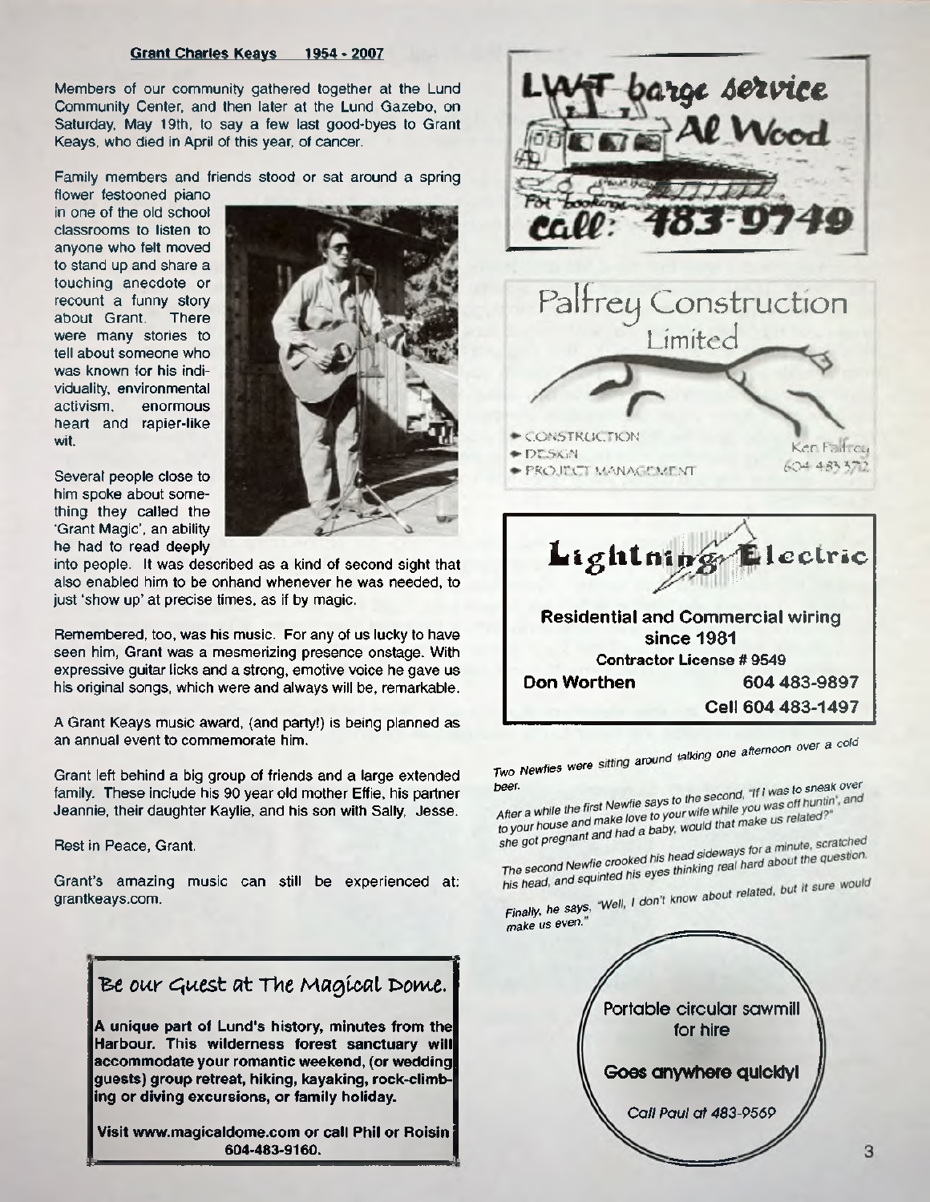**Grant Charles Keays 1954 - 2007**

Members of our community gathered together at the Lund Community Center, and then later at the Lund Gazebo, on Saturday, May 19th, to say a few last good-byes to Grant Keays, who died in April of this year, of cancer.

Family members and friends stood or sat around a spring flower festooned piano in one of the old school classrooms to listen to anyone who felt moved to stand up and share a touching anecdote or recount a funny story about Grant. There were many stories to tell about someone who was known for his individuality, environmental activism, enormous heart and rapier-like wit.

Several people close to him spoke about something they called the 'Grant Magic', an ability he had to read deeply into people. It was described as a kind of second sight that also enabled him to be onhand whenever he was needed, to just 'show up' at precise times, as if by magic.

Remembered, too, was his music. For any of us lucky to have seen him, Grant was a mesmerizing presence onstage. With expressive guitar licks and a strong, emotive voice he gave us his original songs, which were and always will be, remarkable.

A Grant Keays music award, (and party!) is being planned as an annual event to commemorate him.

Grant left behind a big group of friends and a large extended family. These include his 90 year old mother Effie, his partner Jeannie, their daughter Kaylie, and his son with Sally, Jesse.

Rest in Peace, Grant.

Grant's amazing music can still be experienced at: grantkeays.com.

**Be our Guest at The Magical Dome.**

**A unique part of Lund's history, minutes from the Harbour. This wilderness forest sanctuary will accommodate your romantic weekend, (or wedding guests) group retreat, hiking, kayaking, rock-climbing or diving excursions, or family holiday.**

**Visit www.magicaldome.com or call Phil or Roisin 604-483-9160.**

**LWT barge service**
**Al Wood**
For bookings
**call: 483-9749**

**Palfrey Construction Limited**

- CONSTRUCTION
- DESIGN
- PROJECT MANAGEMENT

Ken Palfrey
604 483 3712

**Lightning Electric**

**Residential and Commercial wiring since 1981**
**Contractor License # 9549**
**Don Worthen 604 483-9897**
**Cell 604 483-1497**

*Two Newfies were sitting around talking one afternoon over a cold beer.*

*After a while the first Newfie says to the second, "If I was to sneak over to your house and make love to your wife while you was off huntin', and she got pregnant and had a baby, would that make us related?"*

*The second Newfie crooked his head sideways for a minute, scratched his head, and squinted his eyes thinking real hard about the question.*

*Finally, he says, "Well, I don't know about related, but it sure would make us even."*

Portable circular sawmill for hire

**Goes anywhere quickly!**

*Call Paul at 483-9569*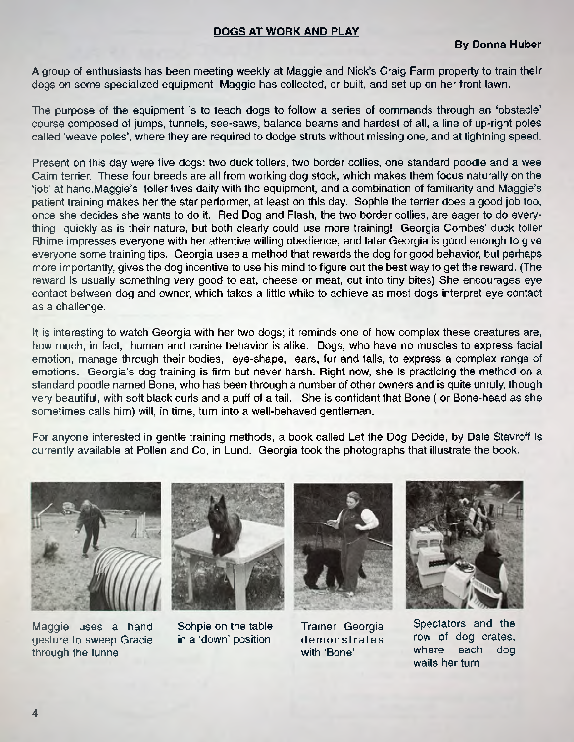**DOGS AT WORK AND PLAY**

**By Donna Huber**

A group of enthusiasts has been meeting weekly at Maggie and Nick's Craig Farm property to train their dogs on some specialized equipment Maggie has collected, or built, and set up on her front lawn.

The purpose of the equipment is to teach dogs to follow a series of commands through an 'obstacle' course composed of jumps, tunnels, see-saws, balance beams and hardest of all, a line of up-right poles called 'weave poles', where they are required to dodge struts without missing one, and at lightning speed.

Present on this day were five dogs: two duck tollers, two border collies, one standard poodle and a wee Cairn terrier. These four breeds are all from working dog stock, which makes them focus naturally on the 'job' at hand.Maggie's toller lives daily with the equipment, and a combination of familiarity and Maggie's patient training makes her the star performer, at least on this day. Sophie the terrier does a good job too, once she decides she wants to do it. Red Dog and Flash, the two border collies, are eager to do everything quickly as is their nature, but both clearly could use more training! Georgia Combes' duck toller Rhime impresses everyone with her attentive willing obedience, and later Georgia is good enough to give everyone some training tips. Georgia uses a method that rewards the dog for good behavior, but perhaps more importantly, gives the dog incentive to use his mind to figure out the best way to get the reward. (The reward is usually something very good to eat, cheese or meat, cut into tiny bites) She encourages eye contact between dog and owner, which takes a little while to achieve as most dogs interpret eye contact as a challenge.

It is interesting to watch Georgia with her two dogs; it reminds one of how complex these creatures are, how much, in fact, human and canine behavior is alike. Dogs, who have no muscles to express facial emotion, manage through their bodies, eye-shape, ears, fur and tails, to express a complex range of emotions. Georgia's dog training is firm but never harsh. Right now, she is practicing the method on a standard poodle named Bone, who has been through a number of other owners and is quite unruly, though very beautiful, with soft black curls and a puff of a tail. She is confidant that Bone ( or Bone-head as she sometimes calls him) will, in time, turn into a well-behaved gentleman.

For anyone interested in gentle training methods, a book called Let the Dog Decide, by Dale Stavroff is currently available at Pollen and Co, in Lund. Georgia took the photographs that illustrate the book.

Maggie uses a hand gesture to sweep Gracie through the tunnel

Sohpie on the table in a 'down' position

Trainer Georgia demonstrates with 'Bone'

Spectators and the row of dog crates, where each dog waits her turn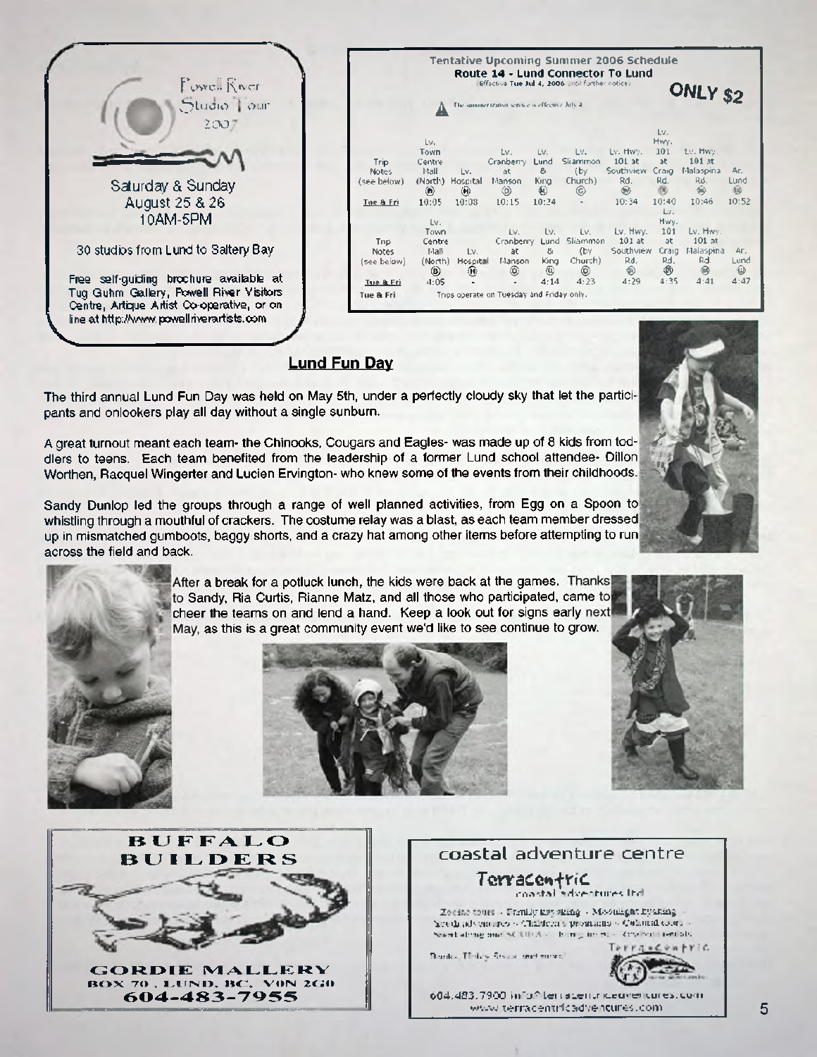Powell River Studio Tour 2007

Saturday & Sunday
August 25 & 26
10AM-5PM

30 studios from Lund to Saltery Bay

Free self-guiding brochure available at Tug Guhm Gallery, Powell River Visitors Centre, Artique Artist Co-operative, or on line at http://www.powellriverartists.com

**Tentative Upcoming Summer 2006 Schedule**
**Route 14 - Lund Connector To Lund**
(Effective Tue Jul 4, 2006 until further notice)

**ONLY $2**

The summer transit service is effective July 4.

| Trip Notes (see below) | Lv. Town Centre Mall (North) | Lv. Hospital | Lv. Cranberry at Manson | Lv. Lund & King | Lv. Sliammon (by Church) | Lv. Hwy. 101 at Southview Rd. | Lv. Hwy. 101 at Craig Rd. | Lv. Hwy. 101 at Malaspina Rd. | Ar. Lund |
|---|---|---|---|---|---|---|---|---|---|
| Tue & Fri | 10:05 | 10:08 | 10:15 | 10:24 | - | 10:34 | 10:40 | 10:46 | 10:52 |

| Trip Notes (see below) | Lv. Town Centre Mall (North) | Lv. Hospital | Lv. Cranberry at Manson | Lv. Lund & King | Lv. Sliammon (by Church) | Lv. Hwy. 101 at Southview Rd. | Lv. Hwy. 101 at Craig Rd. | Lv. Hwy. 101 at Malaspina Rd. | Ar. Lund |
|---|---|---|---|---|---|---|---|---|---|
| Tue & Fri | 4:05 | - | - | 4:14 | 4:23 | 4:29 | 4:35 | 4:41 | 4:47 |

Tue & Fri — Trips operate on Tuesday and Friday only.

## Lund Fun Day

The third annual Lund Fun Day was held on May 5th, under a perfectly cloudy sky that let the participants and onlookers play all day without a single sunburn.

A great turnout meant each team- the Chinooks, Cougars and Eagles- was made up of 8 kids from toddlers to teens. Each team benefited from the leadership of a former Lund school attendee- Dillon Worthen, Racquel Wingerter and Lucien Ervington- who knew some of the events from their childhoods.

Sandy Dunlop led the groups through a range of well planned activities, from Egg on a Spoon to whistling through a mouthful of crackers. The costume relay was a blast, as each team member dressed up in mismatched gumboots, baggy shorts, and a crazy hat among other items before attempting to run across the field and back.

After a break for a potluck lunch, the kids were back at the games. Thanks to Sandy, Ria Curtis, Rianne Matz, and all those who participated, came to cheer the teams on and lend a hand. Keep a look out for signs early next May, as this is a great community event we'd like to see continue to grow.

**BUFFALO BUILDERS**

**GORDIE MALLERY**
BOX 70, LUND, BC, V0N 2G0
**604-483-7955**

coastal adventure centre

**Terracentric**
coastal adventures ltd

Zodiac tours - Family kayaking - Moonlight kayaking - Youth adventures - Children's programs - Cultural tours - Snorkeling and SCUBA - Hiking tours - Kayak rentals

Thanks, Thirsty Stone, and more!

Terracentric

604.483.7900 info@terracentricadventures.com
www.terracentricadventures.com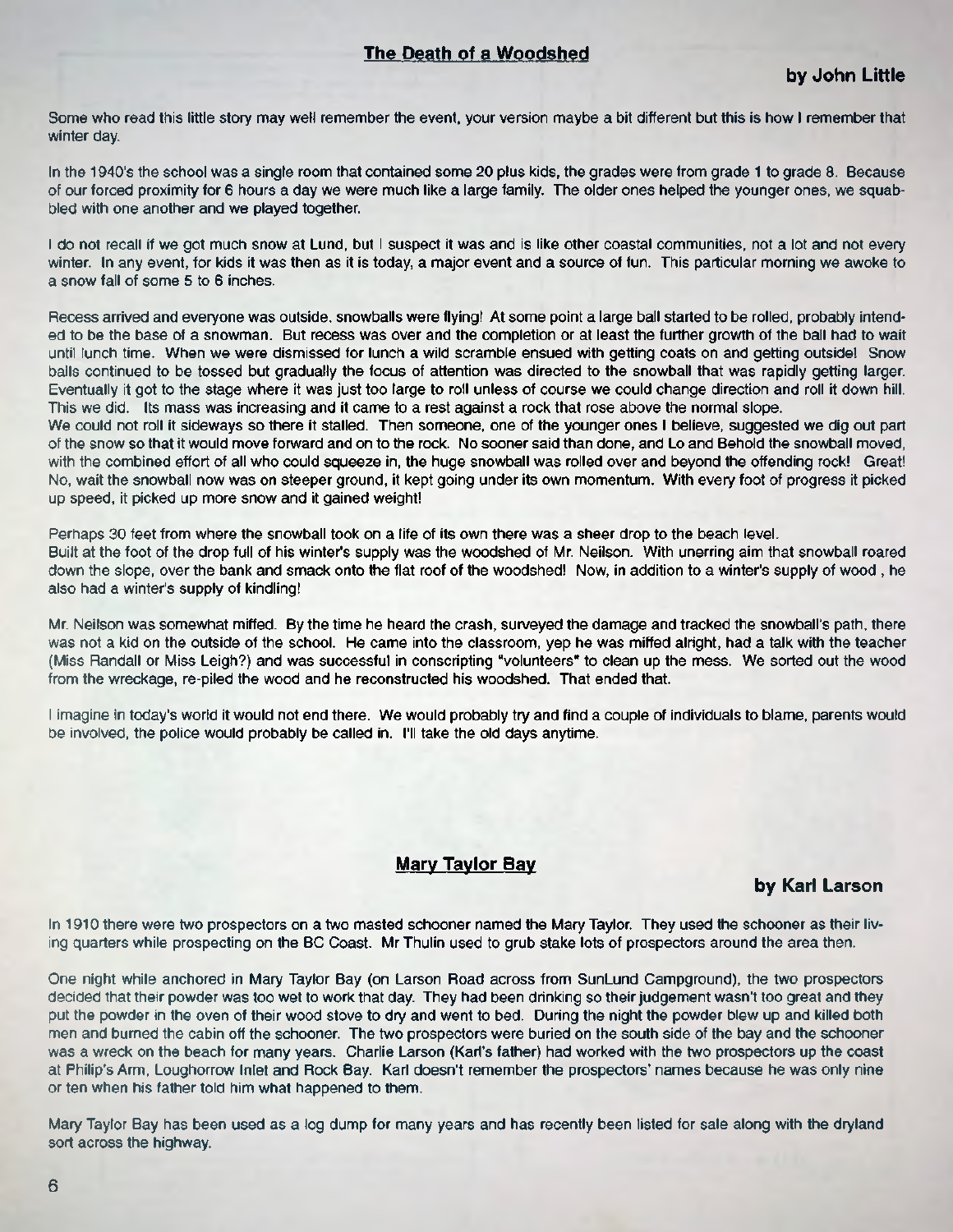## The Death of a Woodshed

**by John Little**

Some who read this little story may well remember the event, your version maybe a bit different but this is how I remember that winter day.

In the 1940's the school was a single room that contained some 20 plus kids, the grades were from grade 1 to grade 8. Because of our forced proximity for 6 hours a day we were much like a large family. The older ones helped the younger ones, we squabbled with one another and we played together.

I do not recall if we got much snow at Lund, but I suspect it was and is like other coastal communities, not a lot and not every winter. In any event, for kids it was then as it is today, a major event and a source of fun. This particular morning we awoke to a snow fall of some 5 to 6 inches.

Recess arrived and everyone was outside, snowballs were flying! At some point a large ball started to be rolled, probably intended to be the base of a snowman. But recess was over and the completion or at least the further growth of the ball had to wait until lunch time. When we were dismissed for lunch a wild scramble ensued with getting coats on and getting outside! Snow balls continued to be tossed but gradually the focus of attention was directed to the snowball that was rapidly getting larger. Eventually it got to the stage where it was just too large to roll unless of course we could change direction and roll it down hill. This we did. Its mass was increasing and it came to a rest against a rock that rose above the normal slope.
We could not roll it sideways so there it stalled. Then someone, one of the younger ones I believe, suggested we dig out part of the snow so that it would move forward and on to the rock. No sooner said than done, and Lo and Behold the snowball moved, with the combined effort of all who could squeeze in, the huge snowball was rolled over and beyond the offending rock! Great! No, wait the snowball now was on steeper ground, it kept going under its own momentum. With every foot of progress it picked up speed, it picked up more snow and it gained weight!

Perhaps 30 feet from where the snowball took on a life of its own there was a sheer drop to the beach level.
Built at the foot of the drop full of his winter's supply was the woodshed of Mr. Neilson. With unerring aim that snowball roared down the slope, over the bank and smack onto the flat roof of the woodshed! Now, in addition to a winter's supply of wood , he also had a winter's supply of kindling!

Mr. Neilson was somewhat miffed. By the time he heard the crash, surveyed the damage and tracked the snowball's path, there was not a kid on the outside of the school. He came into the classroom, yep he was miffed alright, had a talk with the teacher (Miss Randall or Miss Leigh?) and was successful in conscripting "volunteers" to clean up the mess. We sorted out the wood from the wreckage, re-piled the wood and he reconstructed his woodshed. That ended that.

I imagine in today's world it would not end there. We would probably try and find a couple of individuals to blame, parents would be involved, the police would probably be called in. I'll take the old days anytime.

## Mary Taylor Bay

**by Karl Larson**

In 1910 there were two prospectors on a two masted schooner named the Mary Taylor. They used the schooner as their living quarters while prospecting on the BC Coast. Mr Thulin used to grub stake lots of prospectors around the area then.

One night while anchored in Mary Taylor Bay (on Larson Road across from SunLund Campground), the two prospectors decided that their powder was too wet to work that day. They had been drinking so their judgement wasn't too great and they put the powder in the oven of their wood stove to dry and went to bed. During the night the powder blew up and killed both men and burned the cabin off the schooner. The two prospectors were buried on the south side of the bay and the schooner was a wreck on the beach for many years. Charlie Larson (Karl's father) had worked with the two prospectors up the coast at Philip's Arm, Loughorrow Inlet and Rock Bay. Karl doesn't remember the prospectors' names because he was only nine or ten when his father told him what happened to them.

Mary Taylor Bay has been used as a log dump for many years and has recently been listed for sale along with the dryland sort across the highway.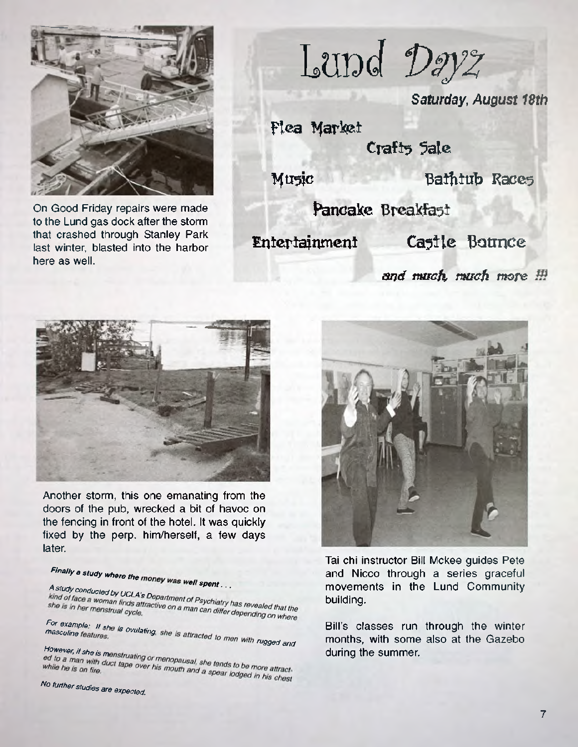On Good Friday repairs were made to the Lund gas dock after the storm that crashed through Stanley Park last winter, blasted into the harbor here as well.

# Lund Dayz

***Saturday, August 18th***

Flea Market

Crafts Sale

Music

Bathtub Races

Pancake Breakfast

Entertainment

Castle Bounce

*and much, much more !!!*

Another storm, this one emanating from the doors of the pub, wrecked a bit of havoc on the fencing in front of the hotel. It was quickly fixed by the perp. him/herself, a few days later.

***Finally a study where the money was well spent . . .***

*A study conducted by UCLA's Department of Psychiatry has revealed that the kind of face a woman finds attractive on a man can differ depending on where she is in her menstrual cycle.*

*For example: If she is ovulating, she is attracted to men with rugged and masculine features.*

*However, if she is menstruating or menopausal, she tends to be more attracted to a man with duct tape over his mouth and a spear lodged in his chest while he is on fire.*

*No further studies are expected.*

Tai chi instructor Bill Mckee guides Pete and Nicco through a series graceful movements in the Lund Community building.

Bill's classes run through the winter months, with some also at the Gazebo during the summer.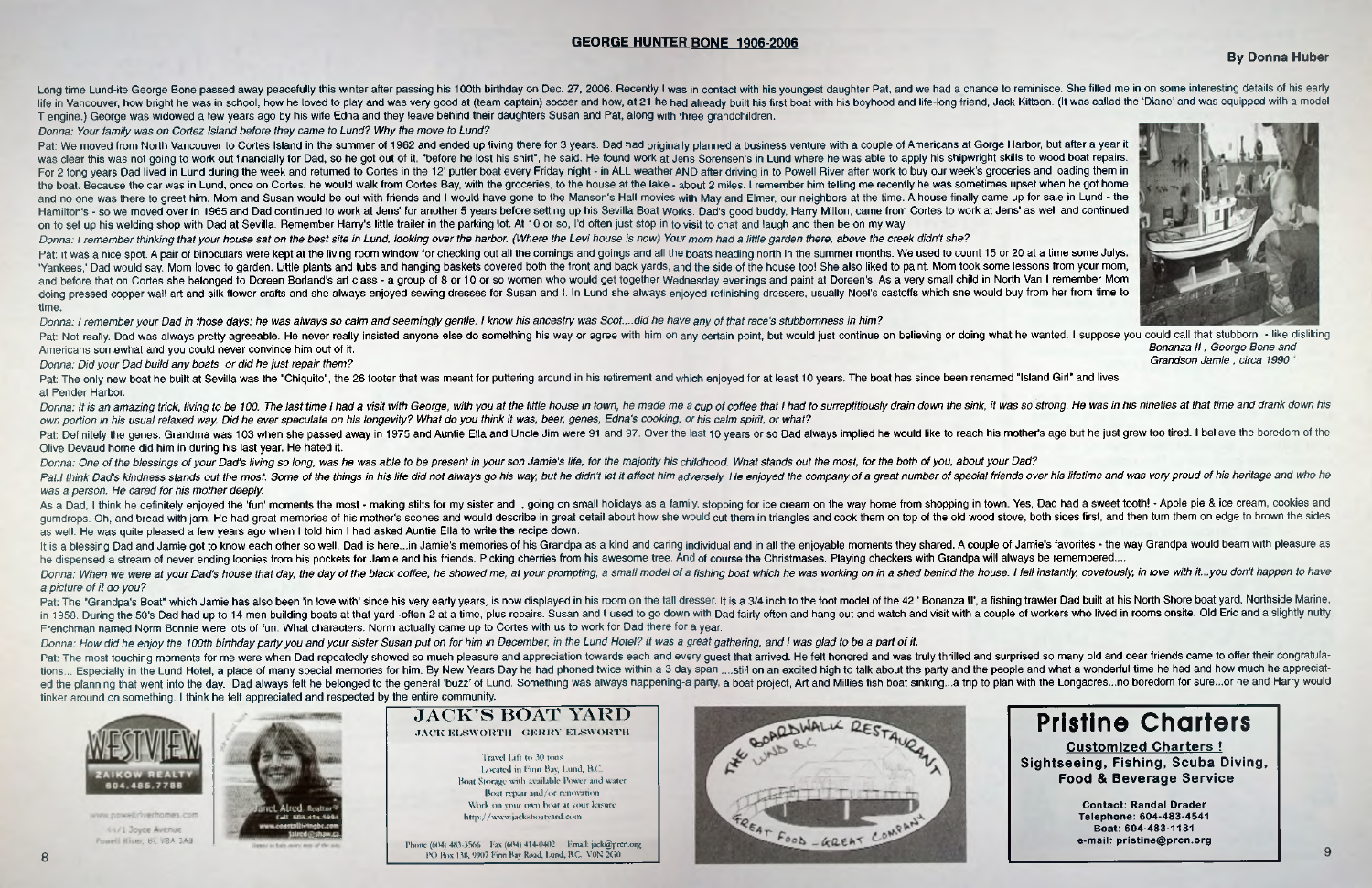## GEORGE HUNTER BONE 1906-2006

**By Donna Huber**

Long time Lund-ite George Bone passed away peacefully this winter after passing his 100th birthday on Dec. 27, 2006. Recently I was in contact with his youngest daughter Pat, and we had a chance to reminisce. She filled me in on some interesting details of his early life in Vancouver, how bright he was in school, how he loved to play and was very good at (team captain) soccer and how, at 21 he had already built his first boat with his boyhood and life-long friend, Jack Kittson. (It was called the 'Diane' and was equipped with a model T engine.) George was widowed a few years ago by his wife Edna and they leave behind their daughters Susan and Pat, along with three grandchildren.

*Donna: Your family was on Cortez Island before they came to Lund? Why the move to Lund?*

Pat: We moved from North Vancouver to Cortes Island in the summer of 1962 and ended up living there for 3 years. Dad had originally planned a business venture with a couple of Americans at Gorge Harbor, but after a year it was clear this was not going to work out financially for Dad, so he got out of it. "before he lost his shirt", he said. He found work at Jens Sorensen's in Lund where he was able to apply his shipwright skills to wood boat repairs. For 2 long years Dad lived in Lund during the week and returned to Cortes in the 12' putter boat every Friday night - in ALL weather AND after driving in to Powell River after work to buy our week's groceries and loading them in the boat. Because the car was in Lund, once on Cortes, he would walk from Cortes Bay, with the groceries, to the house at the lake - about 2 miles. I remember him telling me recently he was sometimes upset when he got home and no one was there to greet him. Mom and Susan would be out with friends and I would have gone to the Manson's Hall movies with May and Elmer, our neighbors at the time. A house finally came up for sale in Lund - the Hamilton's - so we moved over in 1965 and Dad continued to work at Jens' for another 5 years before setting up his Sevilla Boat Works. Dad's good buddy, Harry Milton, came from Cortes to work at Jens' as well and continued on to set up his welding shop with Dad at Sevilla. Remember Harry's little trailer in the parking lot. At 10 or so, I'd often just stop in to visit to chat and laugh and then be on my way.

*Donna: I remember thinking that your house sat on the best site in Lund, looking over the harbor. (Where the Levi house is now) Your mom had a little garden there, above the creek didn't she?*

Pat: it was a nice spot. A pair of binoculars were kept at the living room window for checking out all the comings and goings and all the boats heading north in the summer months. We used to count 15 or 20 at a time some Julys. 'Yankees,' Dad would say. Mom loved to garden. Little plants and tubs and hanging baskets covered both the front and back yards, and the side of the house too! She also liked to paint. Mom took some lessons from your mom, and before that on Cortes she belonged to Doreen Borland's art class - a group of 8 or 10 or so women who would get together Wednesday evenings and paint at Doreen's. As a very small child in North Van I remember Mom doing pressed copper wall art and silk flower crafts and she always enjoyed sewing dresses for Susan and I. In Lund she always enjoyed refinishing dressers, usually Noel's castoffs which she would buy from her from time to time.

*Donna: I remember your Dad in those days; he was always so calm and seemingly gentle. I know his ancestry was Scot....did he have any of that race's stubbornness in him?*

Pat: Not really. Dad was always pretty agreeable. He never really insisted anyone else do something his way or agree with him on any certain point, but would just continue on believing or doing what he wanted. I suppose you could call that stubborn. - like disliking Americans somewhat and you could never convince him out of it.

*Bonanza II , George Bone and Grandson Jamie , circa 1990*

*Donna: Did your Dad build any boats, or did he just repair them?*

Pat: The only new boat he built at Sevila was the "Chiquito", the 26 footer that was meant for puttering around in his retirement and which enjoyed for at least 10 years. The boat has since been renamed "Island Girl" and lives at Pender Harbor.

*Donna: It is an amazing trick, living to be 100. The last time I had a visit with George, with you at the little house in town, he made me a cup of coffee that I had to surreptitiously drain down the sink, it was so strong. He was in his nineties at that time and drank down his own portion in his usual relaxed way. Did he ever speculate on his longevity? What do you think it was, beer, genes, Edna's cooking, or his calm spirit, or what?*

Pat: Definitely the genes. Grandma was 103 when she passed away in 1975 and Auntie Ella and Uncle Jim were 91 and 97. Over the last 10 years or so Dad always implied he would like to reach his mother's age but he just grew too tired. I believe the boredom of the Olive Devaud home did him in during his last year. He hated it.

*Donna: One of the blessings of your Dad's living so long, was he was able to be present in your son Jamie's life, for the majority his childhood. What stands out the most, for the both of you, about your Dad?*

*Pat:I think Dad's kindness stands out the most. Some of the things in his life did not always go his way, but he didn't let it affect him adversely. He enjoyed the company of a great number of special friends over his lifetime and was very proud of his heritage and who he was a person. He cared for his mother deeply.*

As a Dad, I think he definitely enjoyed the 'fun' moments the most - making stilts for my sister and I, going on small holidays as a family, stopping for ice cream on the way home from shopping in town. Yes, Dad had a sweet tooth! - Apple pie & ice cream, cookies and gumdrops. Oh, and bread with jam. He had great memories of his mother's scones and would describe in great detail about how she would cut them in triangles and cook them on top of the old wood stove, both sides first, and then turn them on edge to brown the sides as well. He was quite pleased a few years ago when I told him I had asked Auntie Ella to write the recipe down.

It is a blessing Dad and Jamie got to know each other so well. Dad is here...in Jamie's memories of his Grandpa as a kind and caring individual and in all the enjoyable moments they shared. A couple of Jamie's favorites - the way Grandpa would beam with pleasure as he dispensed a stream of never ending loonies from his pockets for Jamie and his friends. Picking cherries from his awesome tree. And of course the Christmases. Playing checkers with Grandpa will always be remembered....

*Donna: When we were at your Dad's house that day, the day of the black coffee, he showed me, at your prompting, a small model of a fishing boat which he was working on in a shed behind the house. I fell instantly, covetously, in love with it...you don't happen to have a picture of it do you?*

Pat: The "Grandpa's Boat" which Jamie has also been 'in love with' since his very early years, is now displayed in his room on the tall dresser. It is a 3/4 inch to the foot model of the 42 ' Bonanza II', a fishing trawler Dad built at his North Shore boat yard, Northside Marine, in 1958. During the 50's Dad had up to 14 men building boats at that yard -often 2 at a time, plus repairs. Susan and I used to go down with Dad fairly often and hang out and watch and visit with a couple of workers who lived in rooms onsite. Old Eric and a slightly nutty Frenchman named Norm Bonnie were lots of fun. What characters. Norm actually came up to Cortes with us to work for Dad there for a year.

*Donna: How did he enjoy the 100th birthday party you and your sister Susan put on for him in December, in the Lund Hotel? It was a great gathering, and I was glad to be a part of it.*

Pat: The most touching moments for me were when Dad repeatedly showed so much pleasure and appreciation towards each and every guest that arrived. He felt honored and was truly thrilled and surprised so many old and dear friends came to offer their congratulations... Especially in the Lund Hotel, a place of many special memories for him. By New Years Day he had phoned twice within a 3 day span ....still on an excited high to talk about the party and the people and what a wonderful time he had and how much he appreciated the planning that went into the day. Dad always felt he belonged to the general 'buzz' of Lund. Something was always happening-a party, a boat project, Art and Millies fish boat sinking...a trip to plan with the Longacres...no boredom for sure...or he and Harry would tinker around on something. I think he felt appreciated and respected by the entire community.

---

**WESTVIEW ZAIKOW REALTY 604.485.7788**

www.powellriverhomes.com
4471 Joyce Avenue
Powell River, BC V8A 3A8

Janet Alred, Realtor
Cell 604.414.5681
www.coastallivingbc.com
jalred@shaw.ca

---

### JACK'S BOAT YARD

JACK ELSWORTH GERRY ELSWORTH

Travel Lift to 30 tons
Located in Finn Bay, Lund, B.C.
Boat Storage with available Power and water
Boat repair and/or renovation
Work on your own boat at your leisure
http://www.jacksboatyard.com

Phone (604) 483-3566 Fax (604) 414-0402 Email: jack@prcn.org
PO Box 138, 9907 Finn Bay Road, Lund, B.C. V0N 2G0

---

THE BOARDWALK RESTAURANT
LUND B.C.
GREAT FOOD - GREAT COMPANY

---

## Pristine Charters

**Customized Charters !**
**Sightseeing, Fishing, Scuba Diving, Food & Beverage Service**

**Contact: Randal Drader**
**Telephone: 604-483-4541**
**Boat: 604-483-1131**
**e-mail: pristine@prcn.org**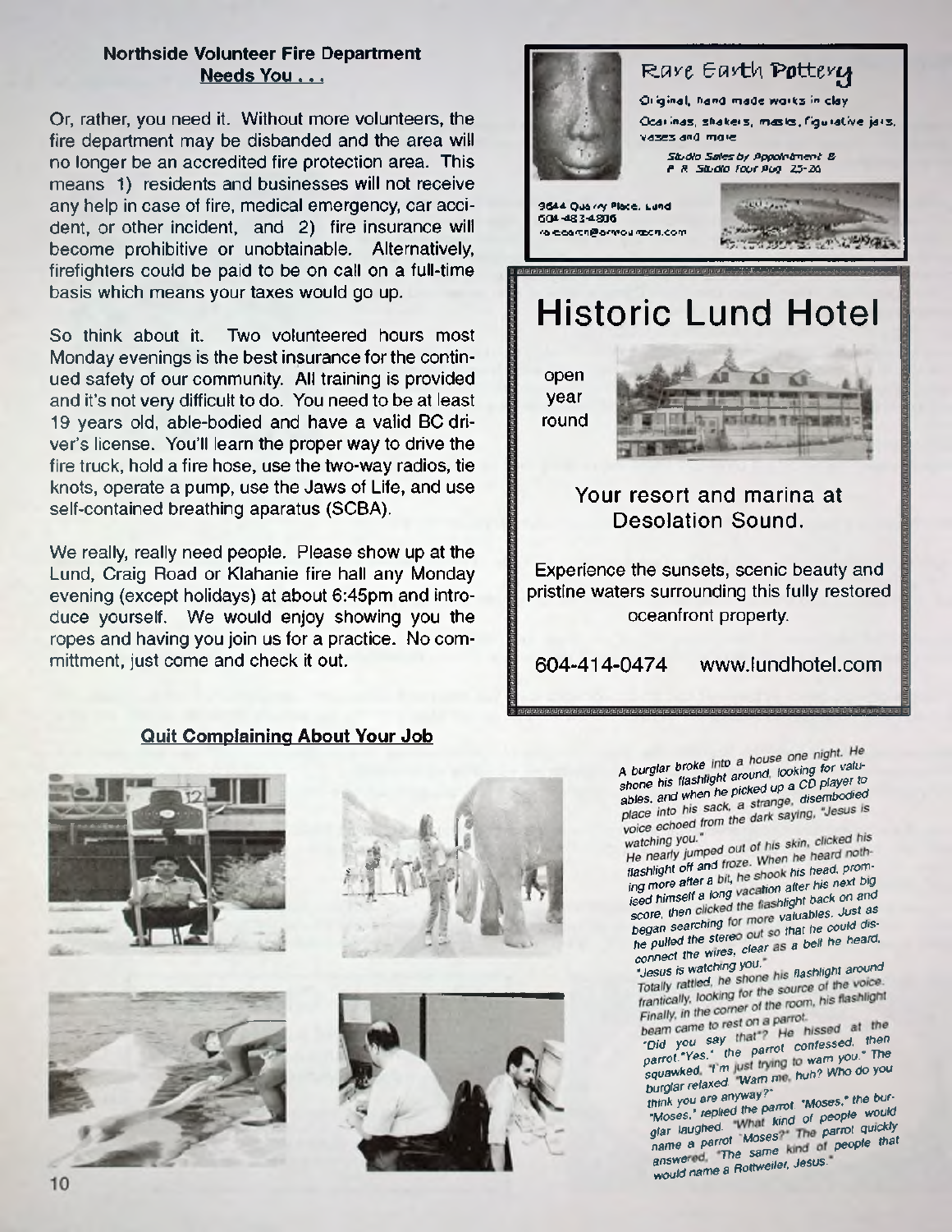## Northside Volunteer Fire Department Needs You . . .

Or, rather, you need it. Without more volunteers, the fire department may be disbanded and the area will no longer be an accredited fire protection area. This means 1) residents and businesses will not receive any help in case of fire, medical emergency, car accident, or other incident, and 2) fire insurance will become prohibitive or unobtainable. Alternatively, firefighters could be paid to be on call on a full-time basis which means your taxes would go up.

So think about it. Two volunteered hours most Monday evenings is the best insurance for the continued safety of our community. All training is provided and it's not very difficult to do. You need to be at least 19 years old, able-bodied and have a valid BC driver's license. You'll learn the proper way to drive the fire truck, hold a fire hose, use the two-way radios, tie knots, operate a pump, use the Jaws of Life, and use self-contained breathing aparatus (SCBA).

We really, really need people. Please show up at the Lund, Craig Road or Klahanie fire hall any Monday evening (except holidays) at about 6:45pm and introduce yourself. We would enjoy showing you the ropes and having you join us for a practice. No committment, just come and check it out.

**Rare Earth Pottery**

Original, hand made works in clay

Ocarinas, shakers, masks, figurative jars, vases and more

Studio Sales by Appointment & P. R. Studio Tour Aug 25-26

9644 Quarry Place, Lund
604-483-4806
rareearth@armourbcn.com

# Historic Lund Hotel

open year round

Your resort and marina at Desolation Sound.

Experience the sunsets, scenic beauty and pristine waters surrounding this fully restored oceanfront property.

604-414-0474 www.lundhotel.com

## Quit Complaining About Your Job

A burglar broke into a house one night. He shone his flashlight around, looking for valuables, and when he picked up a CD player to place into his sack, a strange, disembodied voice echoed from the dark saying, "Jesus is watching you."

He nearly jumped out of his skin, clicked his flashlight off and froze. When he heard nothing more after a bit, he shook his head, promised himself a long vacation after his next big score, then clicked the flashlight back on and began searching for more valuables. Just as he pulled the stereo out so that he could disconnect the wires, clear as a bell he heard, "Jesus is watching you."

Totally rattled, he shone his flashlight around frantically, looking for the source of the voice. Finally, in the corner of the room, his flashlight beam came to rest on a parrot.

"Did you say that"? He hissed at the parrot."Yes," the parrot confessed, then squawked, "I'm just trying to warn you." The burglar relaxed. "Warn me, huh? Who do you think you are anyway?"

"Moses," replied the parrot. "Moses," the burglar laughed. "What kind of people would name a parrot 'Moses?" The parrot quickly answered, "The same kind of people that would name a Rottweiler, Jesus."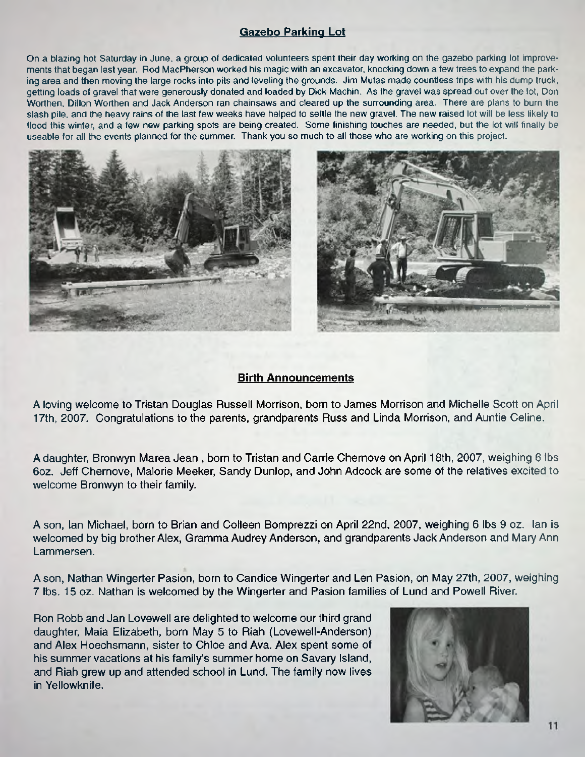## Gazebo Parking Lot

On a blazing hot Saturday in June, a group of dedicated volunteers spent their day working on the gazebo parking lot improvements that began last year. Rod MacPherson worked his magic with an excavator, knocking down a few trees to expand the parking area and then moving the large rocks into pits and leveling the grounds. Jim Mutas made countless trips with his dump truck, getting loads of gravel that were generously donated and loaded by Dick Machin. As the gravel was spread out over the lot, Don Worthen, Dillon Worthen and Jack Anderson ran chainsaws and cleared up the surrounding area. There are plans to burn the slash pile, and the heavy rains of the last few weeks have helped to settle the new gravel. The new raised lot will be less likely to flood this winter, and a few new parking spots are being created. Some finishing touches are needed, but the lot will finally be useable for all the events planned for the summer. Thank you so much to all those who are working on this project.

## Birth Announcements

A loving welcome to Tristan Douglas Russell Morrison, born to James Morrison and Michelle Scott on April 17th, 2007. Congratulations to the parents, grandparents Russ and Linda Morrison, and Auntie Celine.

A daughter, Bronwyn Marea Jean , born to Tristan and Carrie Chernove on April 18th, 2007, weighing 6 lbs 6oz. Jeff Chernove, Malorie Meeker, Sandy Dunlop, and John Adcock are some of the relatives excited to welcome Bronwyn to their family.

A son, Ian Michael, born to Brian and Colleen Bomprezzi on April 22nd, 2007, weighing 6 lbs 9 oz. Ian is welcomed by big brother Alex, Gramma Audrey Anderson, and grandparents Jack Anderson and Mary Ann Lammersen.

A son, Nathan Wingerter Pasion, born to Candice Wingerter and Len Pasion, on May 27th, 2007, weighing 7 lbs. 15 oz. Nathan is welcomed by the Wingerter and Pasion families of Lund and Powell River.

Ron Robb and Jan Lovewell are delighted to welcome our third grand daughter, Maia Elizabeth, born May 5 to Riah (Lovewell-Anderson) and Alex Hoechsmann, sister to Chloe and Ava. Alex spent some of his summer vacations at his family's summer home on Savary Island, and Riah grew up and attended school in Lund. The family now lives in Yellowknife.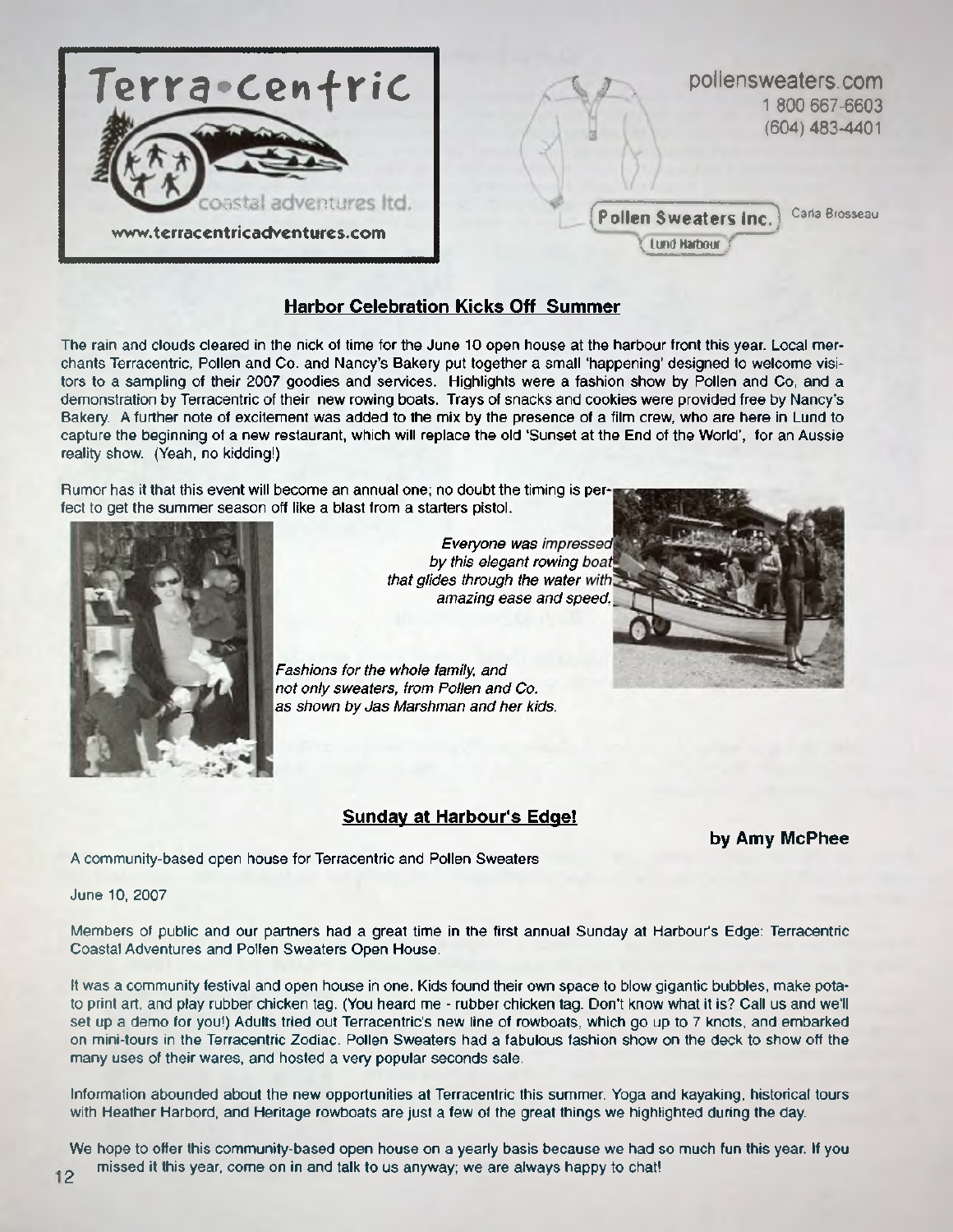Terra•centric

coastal adventures ltd.

www.terracentricadventures.com

pollensweaters.com
1 800 667-6603
(604) 483-4401

Pollen Sweaters Inc.
Lund Harbour

Carla Brosseau

## Harbor Celebration Kicks Off Summer

The rain and clouds cleared in the nick of time for the June 10 open house at the harbour front this year. Local merchants Terracentric, Pollen and Co. and Nancy's Bakery put together a small 'happening' designed to welcome visitors to a sampling of their 2007 goodies and services. Highlights were a fashion show by Pollen and Co, and a demonstration by Terracentric of their new rowing boats. Trays of snacks and cookies were provided free by Nancy's Bakery. A further note of excitement was added to the mix by the presence of a film crew, who are here in Lund to capture the beginning of a new restaurant, which will replace the old 'Sunset at the End of the World', for an Aussie reality show. (Yeah, no kidding!)

Rumor has it that this event will become an annual one; no doubt the timing is perfect to get the summer season off like a blast from a starters pistol.

*Everyone was impressed by this elegant rowing boat that glides through the water with amazing ease and speed.*

*Fashions for the whole family, and not only sweaters, from Pollen and Co. as shown by Jas Marshman and her kids.*

## Sunday at Harbour's Edge!

**by Amy McPhee**

A community-based open house for Terracentric and Pollen Sweaters

June 10, 2007

Members of public and our partners had a great time in the first annual Sunday at Harbour's Edge: Terracentric Coastal Adventures and Pollen Sweaters Open House.

It was a community festival and open house in one. Kids found their own space to blow gigantic bubbles, make potato print art, and play rubber chicken tag. (You heard me - rubber chicken tag. Don't know what it is? Call us and we'll set up a demo for you!) Adults tried out Terracentric's new line of rowboats, which go up to 7 knots, and embarked on mini-tours in the Terracentric Zodiac. Pollen Sweaters had a fabulous fashion show on the deck to show off the many uses of their wares, and hosted a very popular seconds sale.

Information abounded about the new opportunities at Terracentric this summer. Yoga and kayaking, historical tours with Heather Harbord, and Heritage rowboats are just a few of the great things we highlighted during the day.

We hope to offer this community-based open house on a yearly basis because we had so much fun this year. If you missed it this year, come on in and talk to us anyway; we are always happy to chat!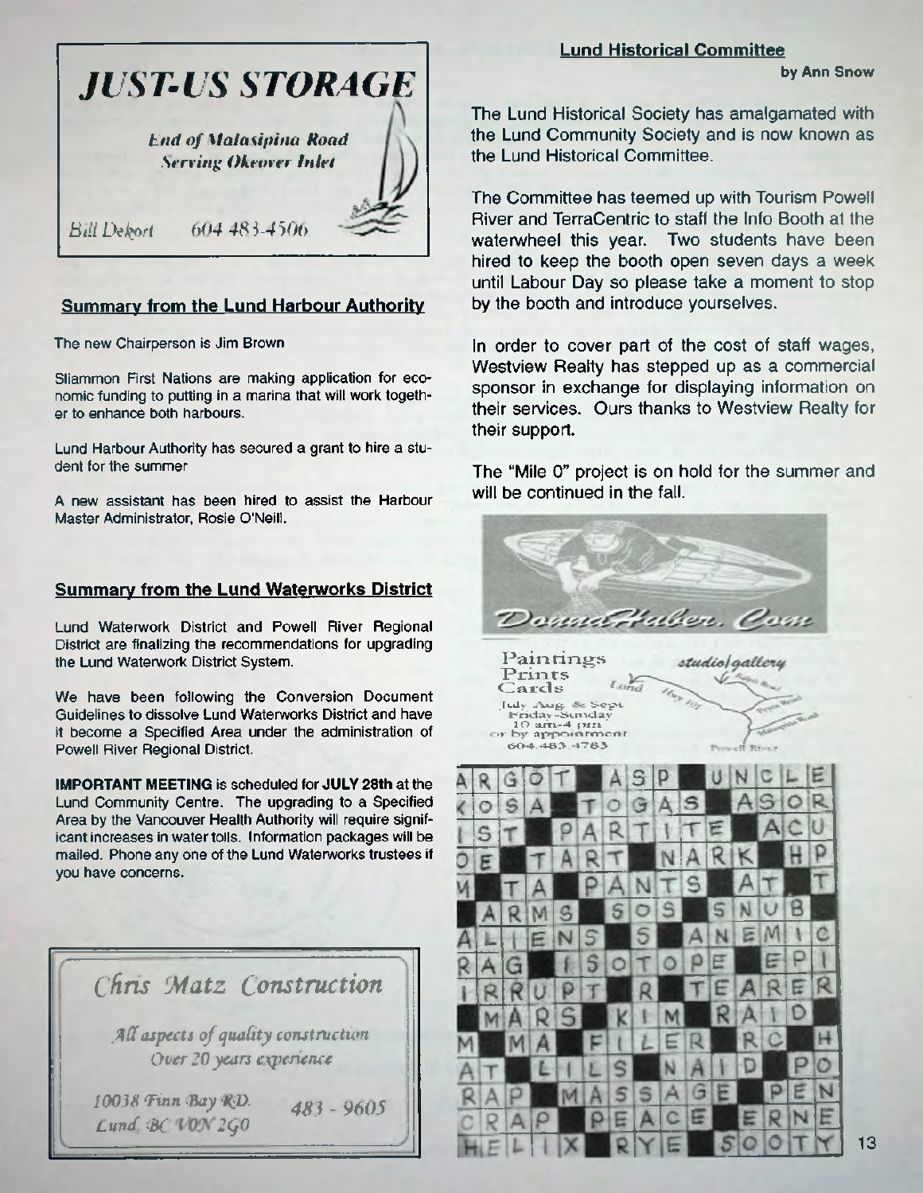# *JUST-US STORAGE*

*End of Malaspina Road*
*Serving Okeover Inlet*

*Bill Dekort* 604 483-4506

## Summary from the Lund Harbour Authority

The new Chairperson is Jim Brown

Sliammon First Nations are making application for economic funding to putting in a marina that will work together to enhance both harbours.

Lund Harbour Authority has secured a grant to hire a student for the summer

A new assistant has been hired to assist the Harbour Master Administrator, Rosie O'Neill.

## Summary from the Lund Waterworks District

Lund Waterwork District and Powell River Regional District are finalizing the recommendations for upgrading the Lund Waterwork District System.

We have been following the Conversion Document Guidelines to dissolve Lund Waterworks District and have it become a Specified Area under the administration of Powell River Regional District.

**IMPORTANT MEETING** is scheduled for **JULY 28th** at the Lund Community Centre. The upgrading to a Specified Area by the Vancouver Health Authority will require significant increases in water tolls. Information packages will be mailed. Phone any one of the Lund Waterworks trustees if you have concerns.

## *Chris Matz Construction*

*All aspects of quality construction*
*Over 20 years experience*

*10038 Finn Bay RD.*
*Lund, BC V0N 2G0*

483 - 9605

## Lund Historical Committee

**by Ann Snow**

The Lund Historical Society has amalgamated with the Lund Community Society and is now known as the Lund Historical Committee.

The Committee has teemed up with Tourism Powell River and TerraCentric to staff the Info Booth at the waterwheel this year. Two students have been hired to keep the booth open seven days a week until Labour Day so please take a moment to stop by the booth and introduce yourselves.

In order to cover part of the cost of staff wages, Westview Realty has stepped up as a commercial sponsor in exchange for displaying information on their services. Ours thanks to Westview Realty for their support.

The "Mile 0" project is on hold for the summer and will be continued in the fall.

*DonnaHaber. Com*

Paintings
Prints
Cards

*studio/gallery*

July Aug & Sept
Friday–Sunday
10 am–4 pm
or by appointment
604.483.4783

Lund — Hwy 101 — Malaspina Road — Powell River

| A | R | G | O | T |   | A | S | P |   | U | N | C | L | E |
|---|---|---|---|---|---|---|---|---|---|---|---|---|---|---|
| K | O | S | A |   | T | O | G | A | S |   | A | S | O | R |
| I | S | T |   | P | A | R | T | I | T | E |   | A | C | U |
| O | E |   | T | A | R | T |   | N | A | R | K |   | H | P |
| M |   | T | A |   | P | A | N | T | S |   | A | T |   | T |
|   | A | R | M | S |   | S | O | S |   | S | N | U | B |   |
| A | L | I | E | N | S |   | S |   | A | N | E | M | I | C |
| R | A | G |   | I | S | O | T | O | P | E |   | E | P | I |
| I | R | R | U | P | T |   | R |   | T | E | A | R | E | R |
|   | M | A | R | S |   | K | I | M |   | R | A | I | D |   |
| M |   | M | A |   | F | I | L | E | R |   | R | C |   | H |
| A | T |   | L | I | L | S |   | N | A | I | D |   | P | O |
| R | A | P |   | M | A | S | S | A | G | E |   | P | E | N |
| C | R | A | P |   | P | E | A | C | E |   | E | R | N | E |
| H | E | L | I | X |   | R | Y | E |   | S | O | O | T | Y |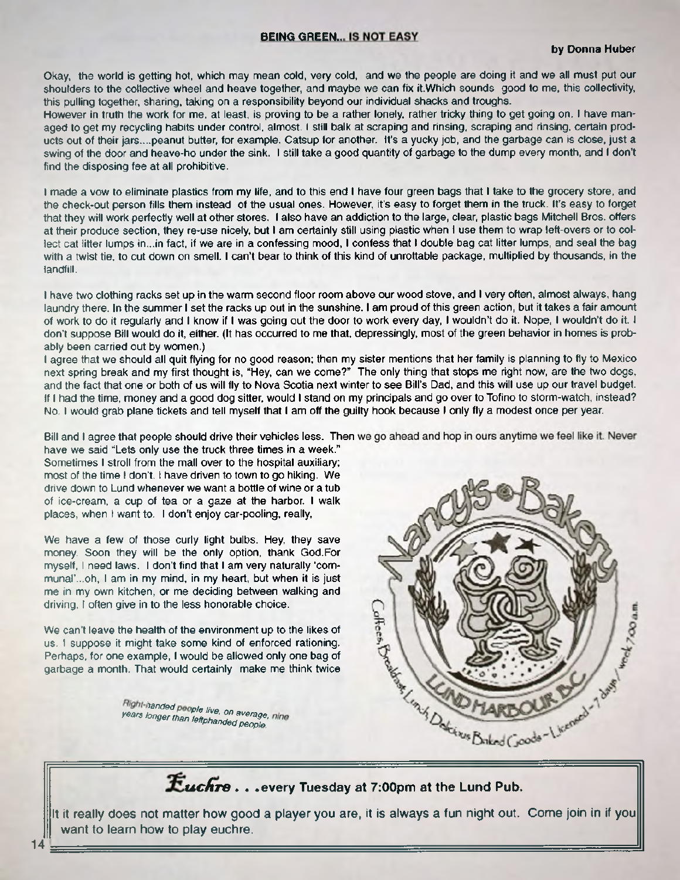## BEING GREEN... IS NOT EASY

**by Donna Huber**

Okay, the world is getting hot, which may mean cold, very cold, and we the people are doing it and we all must put our shoulders to the collective wheel and heave together, and maybe we can fix it.Which sounds good to me, this collectivity, this pulling together, sharing, taking on a responsibility beyond our individual shacks and troughs.

However in truth the work for me, at least, is proving to be a rather lonely, rather tricky thing to get going on. I have managed to get my recycling habits under control, almost. I still balk at scraping and rinsing, scraping and rinsing, certain products out of their jars....peanut butter, for example. Catsup for another. It's a yucky job, and the garbage can is close, just a swing of the door and heave-ho under the sink. I still take a good quantity of garbage to the dump every month, and I don't find the disposing fee at all prohibitive.

I made a vow to eliminate plastics from my life, and to this end I have four green bags that I take to the grocery store, and the check-out person fills them instead of the usual ones. However, it's easy to forget them in the truck. It's easy to forget that they will work perfectly well at other stores. I also have an addiction to the large, clear, plastic bags Mitchell Bros. offers at their produce section, they re-use nicely, but I am certainly still using plastic when I use them to wrap left-overs or to collect cat litter lumps in...in fact, if we are in a confessing mood, I confess that I double bag cat litter lumps, and seal the bag with a twist tie, to cut down on smell. I can't bear to think of this kind of unrottable package, multiplied by thousands, in the landfill.

I have two clothing racks set up in the warm second floor room above our wood stove, and I very often, almost always, hang laundry there. In the summer I set the racks up out in the sunshine. I am proud of this green action, but it takes a fair amount of work to do it regularly and I know if I was going out the door to work every day, I wouldn't do it. Nope, I wouldn't do it. I don't suppose Bill would do it, either. (It has occurred to me that, depressingly, most of the green behavior in homes is probably been carried out by women.)

I agree that we should all quit flying for no good reason; then my sister mentions that her family is planning to fly to Mexico next spring break and my first thought is, "Hey, can we come?" The only thing that stops me right now, are the two dogs, and the fact that one or both of us will fly to Nova Scotia next winter to see Bill's Dad, and this will use up our travel budget. If I had the time, money and a good dog sitter, would I stand on my principals and go over to Tofino to storm-watch, instead? No. I would grab plane tickets and tell myself that I am off the guilty hook because I only fly a modest once per year.

Bill and I agree that people should drive their vehicles less. Then we go ahead and hop in ours anytime we feel like it. Never have we said "Lets only use the truck three times in a week." Sometimes I stroll from the mall over to the hospital auxiliary; most of the time I don't. I have driven to town to go hiking. We drive down to Lund whenever we want a bottle of wine or a tub of ice-cream, a cup of tea or a gaze at the harbor. I walk places, when I want to. I don't enjoy car-pooling, really.

We have a few of those curly light bulbs. Hey, they save money. Soon they will be the only option, thank God.For myself, I need laws. I don't find that I am very naturally 'communal'...oh, I am in my mind, in my heart, but when it is just me in my own kitchen, or me deciding between walking and driving, I often give in to the less honorable choice.

We can't leave the health of the environment up to the likes of us. I suppose it might take some kind of enforced rationing. Perhaps, for one example, I would be allowed only one bag of garbage a month. That would certainly make me think twice

*Right-handed people live, on average, nine years longer than leftphanded people.*

Nancy's Bakery

LUND HARBOUR B.C.

Coffees, Breakfast, Lunch, Delicious Baked Goods – Licensed – 7 days / week 7:00 a.m.

**Euchre . . . every Tuesday at 7:00pm at the Lund Pub.**

It it really does not matter how good a player you are, it is always a fun night out. Come join in if you want to learn how to play euchre.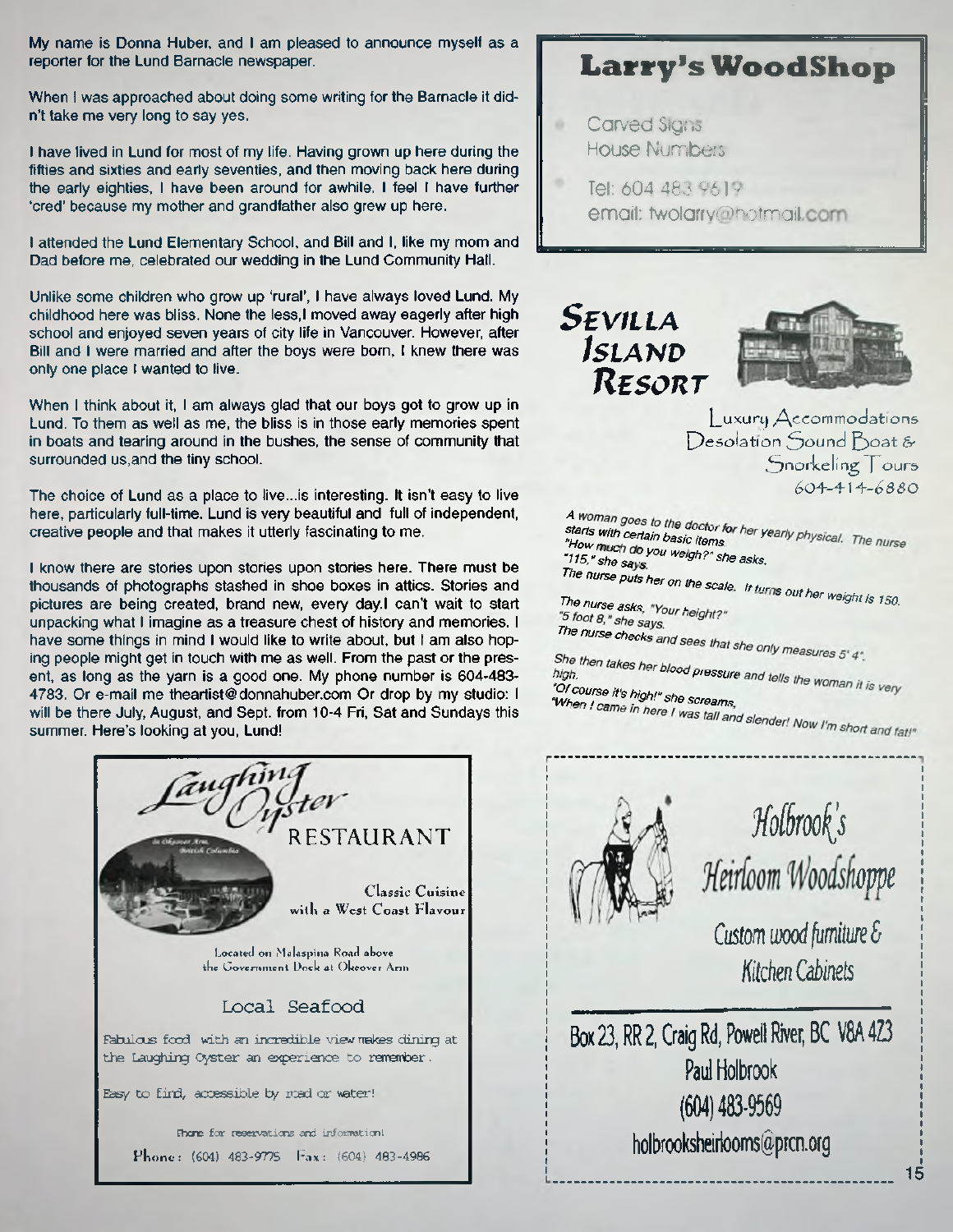My name is Donna Huber, and I am pleased to announce myself as a reporter for the Lund Barnacle newspaper.

When I was approached about doing some writing for the Barnacle it didn't take me very long to say yes.

I have lived in Lund for most of my life. Having grown up here during the fifties and sixties and early seventies, and then moving back here during the early eighties, I have been around for awhile. I feel I have further 'cred' because my mother and grandfather also grew up here.

I attended the Lund Elementary School, and Bill and I, like my mom and Dad before me, celebrated our wedding in the Lund Community Hall.

Unlike some children who grow up 'rural', I have always loved Lund. My childhood here was bliss. None the less,I moved away eagerly after high school and enjoyed seven years of city life in Vancouver. However, after Bill and I were married and after the boys were born, I knew there was only one place I wanted to live.

When I think about it, I am always glad that our boys got to grow up in Lund. To them as well as me, the bliss is in those early memories spent in boats and tearing around in the bushes, the sense of community that surrounded us,and the tiny school.

The choice of Lund as a place to live...is interesting. It isn't easy to live here, particularly full-time. Lund is very beautiful and full of independent, creative people and that makes it utterly fascinating to me.

I know there are stories upon stories upon stories here. There must be thousands of photographs stashed in shoe boxes in attics. Stories and pictures are being created, brand new, every day.I can't wait to start unpacking what I imagine as a treasure chest of history and memories. I have some things in mind I would like to write about, but I am also hoping people might get in touch with me as well. From the past or the present, as long as the yarn is a good one. My phone number is 604-483-4783. Or e-mail me theartist@donnahuber.com Or drop by my studio: I will be there July, August, and Sept. from 10-4 Fri, Sat and Sundays this summer. Here's looking at you, Lund!

## Laughing Oyster RESTAURANT

Classic Cuisine with a West Coast Flavour

Located on Malaspina Road above the Government Dock at Okeover Arm

Local Seafood

Fabulous food with an incredible view makes dining at the Laughing Oyster an experience to remember.

Easy to find, accessible by road or water!

Phone for reservations and information!

Phone: (604) 483-9775 Fax: (604) 483-4986

## Larry's WoodShop

- Carved Signs
  House Numbers
- Tel: 604 483 9619
  email: twolarry@hotmail.com

## Sevilla Island Resort

Luxury Accommodations
Desolation Sound Boat & Snorkeling Tours
604-414-6880

*A woman goes to the doctor for her yearly physical. The nurse starts with certain basic items.*
*"How much do you weigh?" she asks.*
*"115," she says.*
*The nurse puts her on the scale. It turns out her weight is 150.*

*The nurse asks, "Your height?"*
*"5 foot 8," she says.*
*The nurse checks and sees that she only measures 5' 4".*

*She then takes her blood pressure and tells the woman it is very high.*
*"Of course it's high!" she screams,*
*"When I came in here I was tall and slender! Now I'm short and fat!"*

## Holbrook's Heirloom Woodshoppe

Custom wood furniture & Kitchen Cabinets

Box 23, RR 2, Craig Rd, Powell River, BC V8A 4Z3
Paul Holbrook
(604) 483-9569
holbrooksheirlooms@prcn.org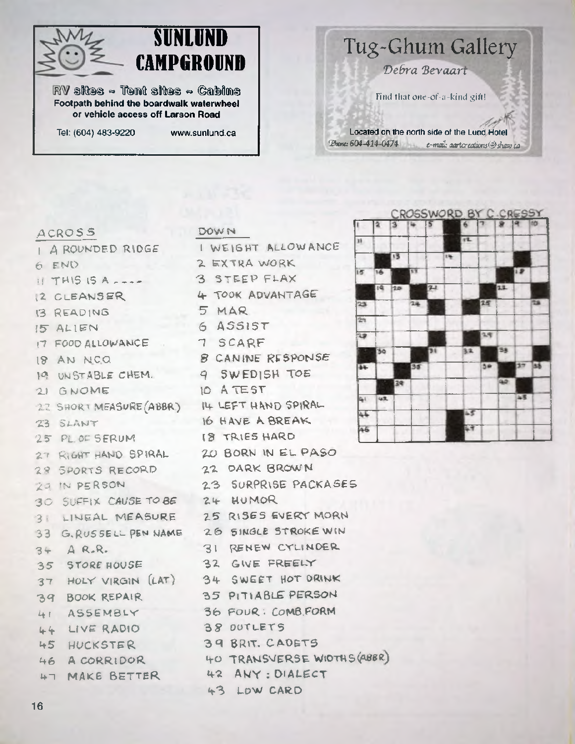**SUNLUND CAMPGROUND**

RV sites ~ Tent sites ~ Cabins

Footpath behind the boardwalk waterwheel or vehicle access off Larson Road

Tel: (604) 483-9220 www.sunlund.ca

**Tug-Ghum Gallery**

*Debra Bevaart*

Find that one-of-a-kind gift!

Located on the north side of the Lund Hotel

Phone: 604-414-0474 e-mail: aartcreations@shaw.ca

## CROSSWORD BY C.CRESSY

### ACROSS

1 A ROUNDED RIDGE
6 END
11 THIS IS A ----
12 CLEANSER
13 READING
15 ALIEN
17 FOOD ALLOWANCE
18 AN N.C.O.
19 UNSTABLE CHEM.
21 GNOME
22 SHORT MEASURE (ABBR)
23 SLANT
25 PL. OF SERUM
27 RIGHT HAND SPIRAL
28 SPORTS RECORD
29 IN PERSON
30 SUFFIX CAUSE TO BE
31 LINEAL MEASURE
33 G. RUSSELL PEN NAME
34 A R.R.
35 STORE HOUSE
37 HOLY VIRGIN (LAT)
39 BOOK REPAIR
41 ASSEMBLY
44 LIVE RADIO
45 HUCKSTER
46 A CORRIDOR
47 MAKE BETTER

### DOWN

1 WEIGHT ALLOWANCE
2 EXTRA WORK
3 STEEP FLAX
4 TOOK ADVANTAGE
5 MAR
6 ASSIST
7 SCARF
8 CANINE RESPONSE
9 SWEDISH TOE
10 A TEST
14 LEFT HAND SPIRAL
16 HAVE A BREAK
18 TRIES HARD
20 BORN IN EL PASO
22 DARK BROWN
23 SURPRISE PACKAGES
24 HUMOR
25 RISES EVERY MORN
26 SINGLE STROKE WIN
31 RENEW CYLINDER
32 GIVE FREELY
34 SWEET HOT DRINK
35 PITIABLE PERSON
36 FOUR: COMB. FORM
38 OUTLETS
39 BRIT. CADETS
40 TRANSVERSE WIDTHS (ABBR)
42 ANY: DIALECT
43 LOW CARD